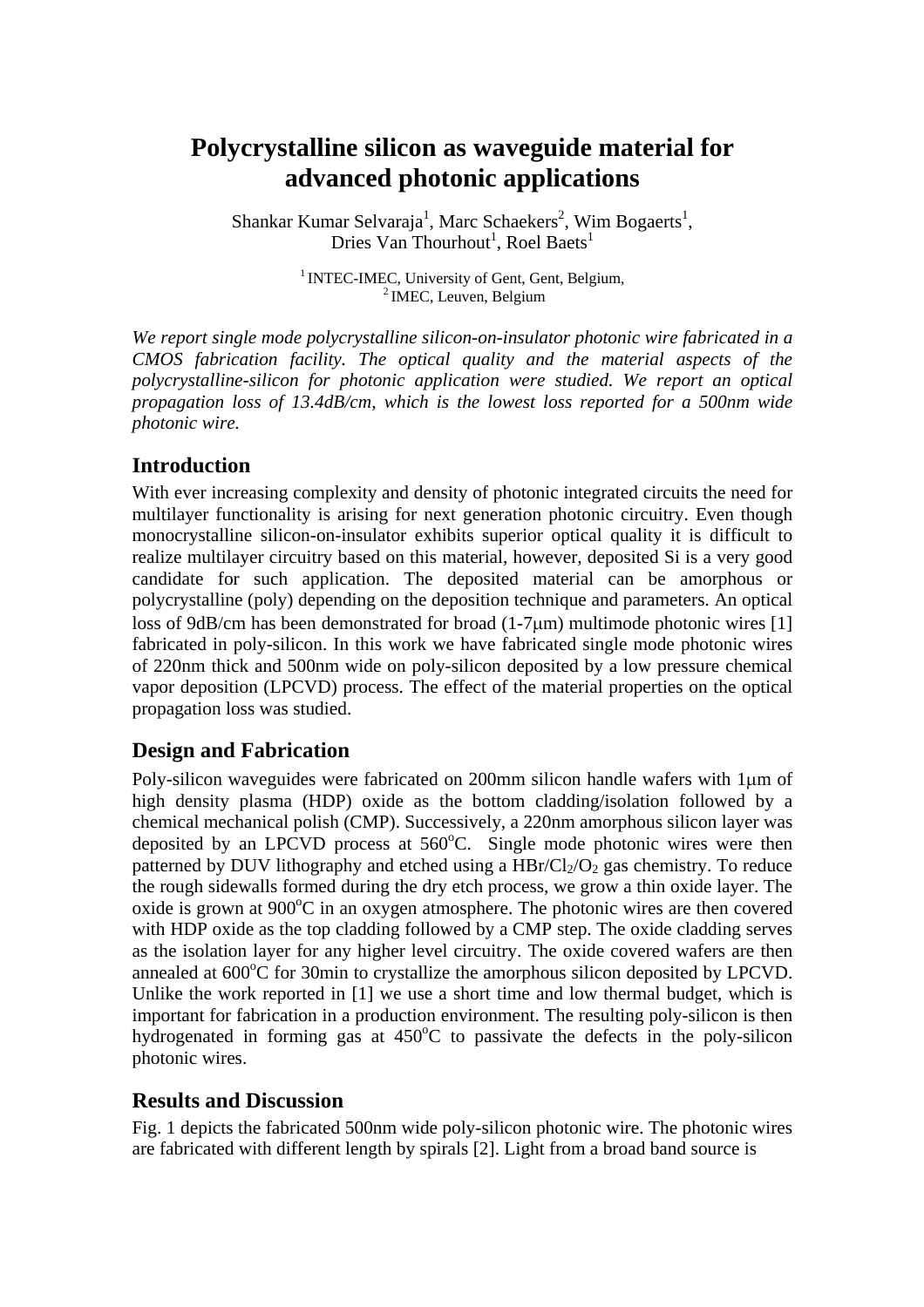# Polycrystalline silicon as waveguide material for advanced photonic applications

Shankar Kumar Selvaraja[1], Marc Schaekers[2], Wim Bogaerts[1], Dries Van Thourhout[1], Roel Baets[1]

[1] INTEC-IMEC, University of Gent, Gent, Belgium,
[2] IMEC, Leuven, Belgium

*We report single mode polycrystalline silicon-on-insulator photonic wire fabricated in a CMOS fabrication facility. The optical quality and the material aspects of the polycrystalline-silicon for photonic application were studied. We report an optical propagation loss of 13.4dB/cm, which is the lowest loss reported for a 500nm wide photonic wire.*

## Introduction

With ever increasing complexity and density of photonic integrated circuits the need for multilayer functionality is arising for next generation photonic circuitry. Even though monocrystalline silicon-on-insulator exhibits superior optical quality it is difficult to realize multilayer circuitry based on this material, however, deposited Si is a very good candidate for such application. The deposited material can be amorphous or polycrystalline (poly) depending on the deposition technique and parameters. An optical loss of 9dB/cm has been demonstrated for broad (1-7μm) multimode photonic wires [1] fabricated in poly-silicon. In this work we have fabricated single mode photonic wires of 220nm thick and 500nm wide on poly-silicon deposited by a low pressure chemical vapor deposition (LPCVD) process. The effect of the material properties on the optical propagation loss was studied.

## Design and Fabrication

Poly-silicon waveguides were fabricated on 200mm silicon handle wafers with 1μm of high density plasma (HDP) oxide as the bottom cladding/isolation followed by a chemical mechanical polish (CMP). Successively, a 220nm amorphous silicon layer was deposited by an LPCVD process at 560°C. Single mode photonic wires were then patterned by DUV lithography and etched using a $HBr/Cl_2/O_2$ gas chemistry. To reduce the rough sidewalls formed during the dry etch process, we grow a thin oxide layer. The oxide is grown at 900°C in an oxygen atmosphere. The photonic wires are then covered with HDP oxide as the top cladding followed by a CMP step. The oxide cladding serves as the isolation layer for any higher level circuitry. The oxide covered wafers are then annealed at 600°C for 30min to crystallize the amorphous silicon deposited by LPCVD. Unlike the work reported in [1] we use a short time and low thermal budget, which is important for fabrication in a production environment. The resulting poly-silicon is then hydrogenated in forming gas at 450°C to passivate the defects in the poly-silicon photonic wires.

## Results and Discussion

Fig. 1 depicts the fabricated 500nm wide poly-silicon photonic wire. The photonic wires are fabricated with different length by spirals [2]. Light from a broad band source is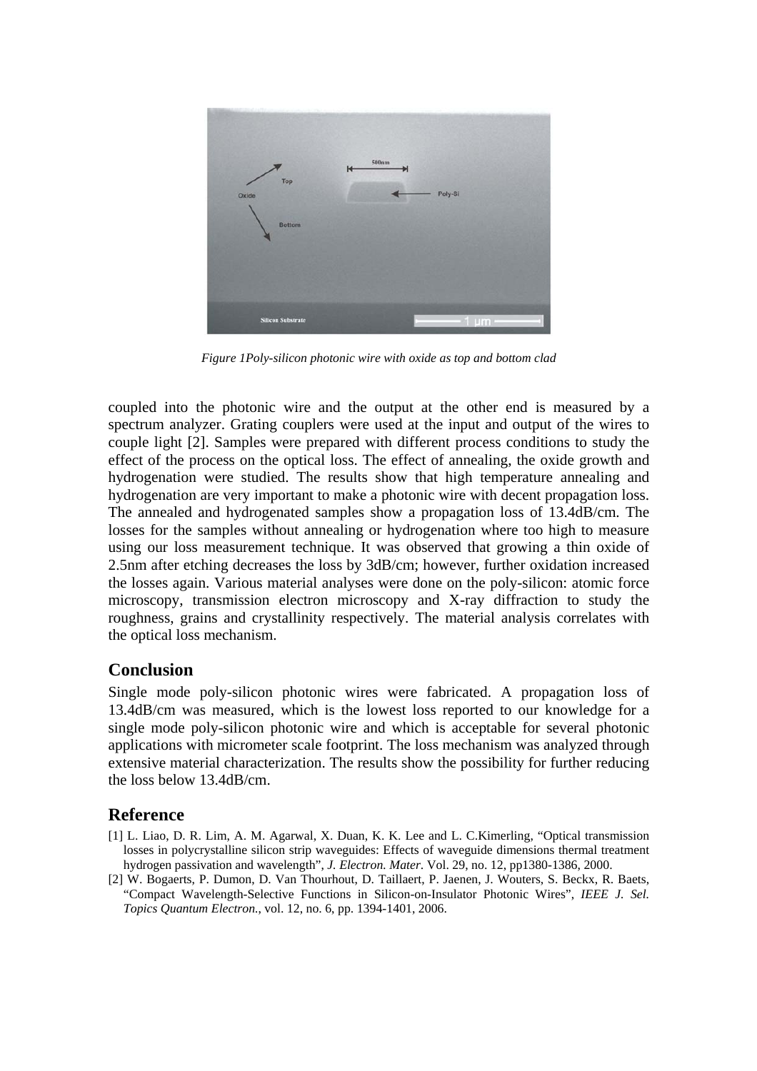Oxide

Top

Bottom

560nm

Poly-Si

Silicon Substrate

1 μm

*Figure 1Poly-silicon photonic wire with oxide as top and bottom clad*

coupled into the photonic wire and the output at the other end is measured by a spectrum analyzer. Grating couplers were used at the input and output of the wires to couple light [2]. Samples were prepared with different process conditions to study the effect of the process on the optical loss. The effect of annealing, the oxide growth and hydrogenation were studied. The results show that high temperature annealing and hydrogenation are very important to make a photonic wire with decent propagation loss. The annealed and hydrogenated samples show a propagation loss of 13.4dB/cm. The losses for the samples without annealing or hydrogenation where too high to measure using our loss measurement technique. It was observed that growing a thin oxide of 2.5nm after etching decreases the loss by 3dB/cm; however, further oxidation increased the losses again. Various material analyses were done on the poly-silicon: atomic force microscopy, transmission electron microscopy and X-ray diffraction to study the roughness, grains and crystallinity respectively. The material analysis correlates with the optical loss mechanism.

## Conclusion

Single mode poly-silicon photonic wires were fabricated. A propagation loss of 13.4dB/cm was measured, which is the lowest loss reported to our knowledge for a single mode poly-silicon photonic wire and which is acceptable for several photonic applications with micrometer scale footprint. The loss mechanism was analyzed through extensive material characterization. The results show the possibility for further reducing the loss below 13.4dB/cm.

## Reference

[1] L. Liao, D. R. Lim, A. M. Agarwal, X. Duan, K. K. Lee and L. C.Kimerling, "Optical transmission losses in polycrystalline silicon strip waveguides: Effects of waveguide dimensions thermal treatment hydrogen passivation and wavelength", *J. Electron. Mater.* Vol. 29, no. 12, pp1380-1386, 2000.

[2] W. Bogaerts, P. Dumon, D. Van Thourhout, D. Taillaert, P. Jaenen, J. Wouters, S. Beckx, R. Baets, "Compact Wavelength-Selective Functions in Silicon-on-Insulator Photonic Wires", *IEEE J. Sel. Topics Quantum Electron.*, vol. 12, no. 6, pp. 1394-1401, 2006.